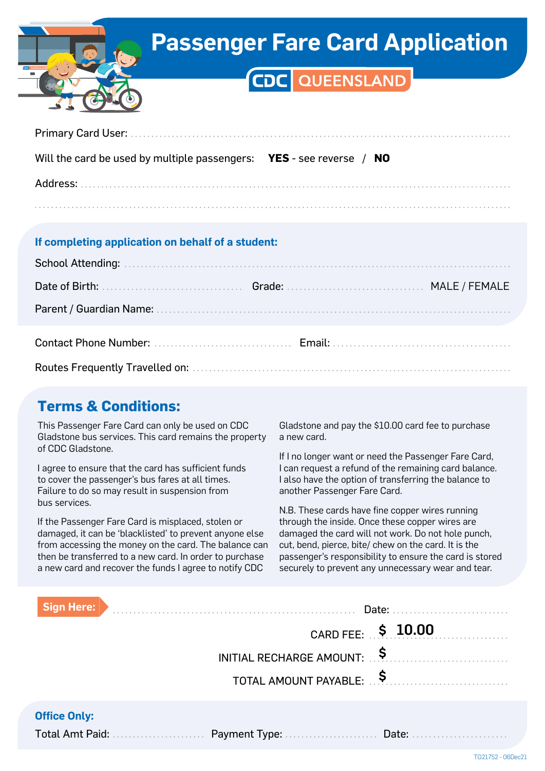# Passenger Fare Card Application

**CDC QUEENSLAND**

Primary Card User: ........................................................................................................

Will the card be used by multiple passengers: **YES** - see reverse / **NO**

Address: ........................................................................................................

........................................................................................................

### If completing application on behalf of a student:

School Attending: ........................................................................................................

Date of Birth: ................................... Grade: ................................... MALE / FEMALE

Parent / Guardian Name: ........................................................................................................

Contact Phone Number: ................................... Email: ...................................

Routes Frequently Travelled on: ........................................................................................................

## Terms & Conditions:

This Passenger Fare Card can only be used on CDC Gladstone bus services. This card remains the property of CDC Gladstone.

I agree to ensure that the card has sufficient funds to cover the passenger's bus fares at all times. Failure to do so may result in suspension from bus services.

If the Passenger Fare Card is misplaced, stolen or damaged, it can be 'blacklisted' to prevent anyone else from accessing the money on the card. The balance can then be transferred to a new card. In order to purchase a new card and recover the funds I agree to notify CDC Gladstone and pay the $10.00 card fee to purchase a new card.

If I no longer want or need the Passenger Fare Card, I can request a refund of the remaining card balance. I also have the option of transferring the balance to another Passenger Fare Card.

N.B. These cards have fine copper wires running through the inside. Once these copper wires are damaged the card will not work. Do not hole punch, cut, bend, pierce, bite/ chew on the card. It is the passenger's responsibility to ensure the card is stored securely to prevent any unnecessary wear and tear.

**Sign Here:** ................................................................ Date: ...............................

CARD FEE: $ 10.00

INITIAL RECHARGE AMOUNT: $ ...............................

TOTAL AMOUNT PAYABLE: $ ...............................

### Office Only:

Total Amt Paid: ........................ Payment Type: ........................ Date: ........................

TG21752 - 06Dec21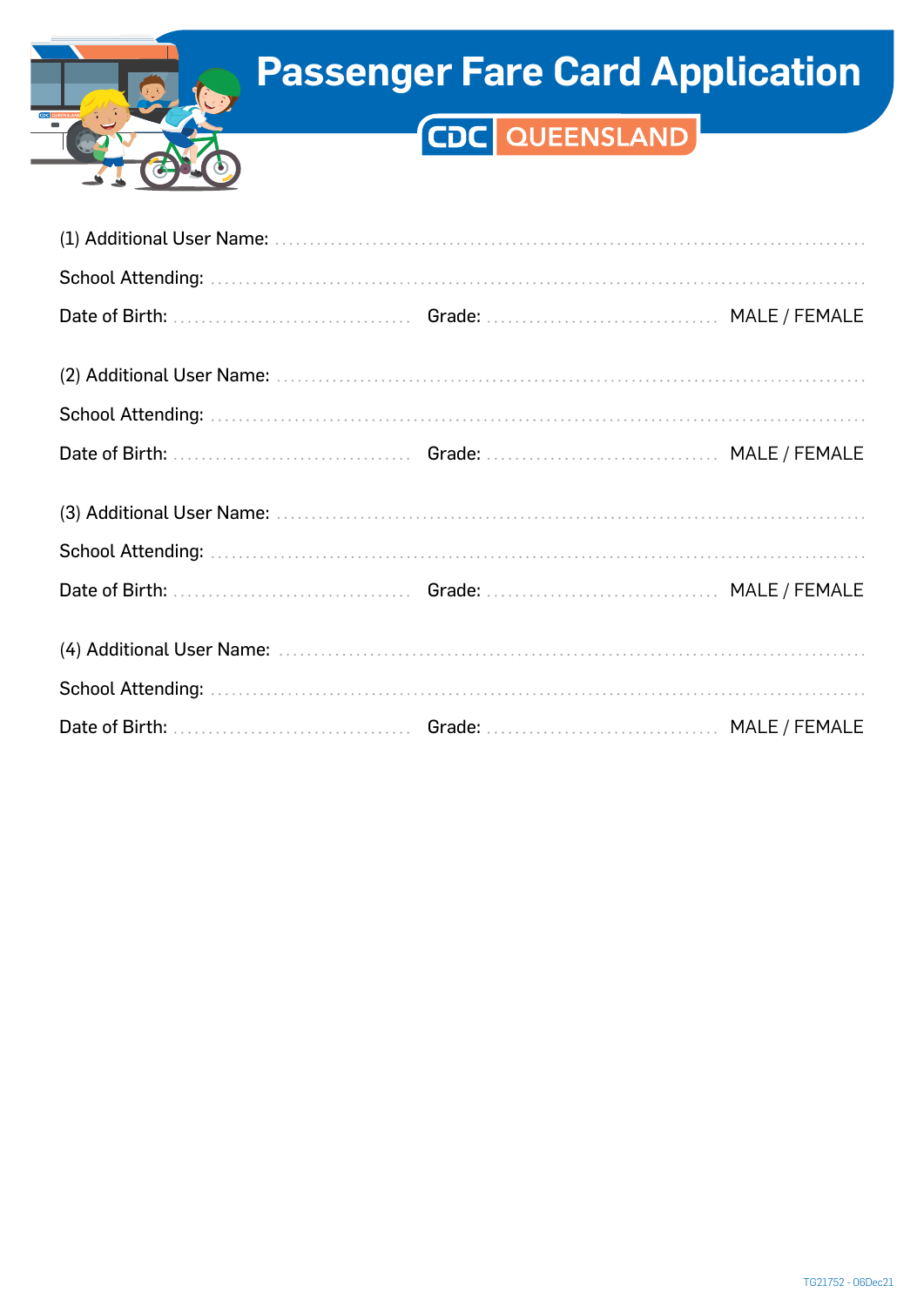# Passenger Fare Card Application

CDC QUEENSLAND

(1) Additional User Name: ....................................................................................

School Attending: ....................................................................................

Date of Birth: .................................. Grade: .................................. MALE / FEMALE

(2) Additional User Name: ....................................................................................

School Attending: ....................................................................................

Date of Birth: .................................. Grade: .................................. MALE / FEMALE

(3) Additional User Name: ....................................................................................

School Attending: ....................................................................................

Date of Birth: .................................. Grade: .................................. MALE / FEMALE

(4) Additional User Name: ....................................................................................

School Attending: ....................................................................................

Date of Birth: .................................. Grade: .................................. MALE / FEMALE

TG21752 - 06Dec21